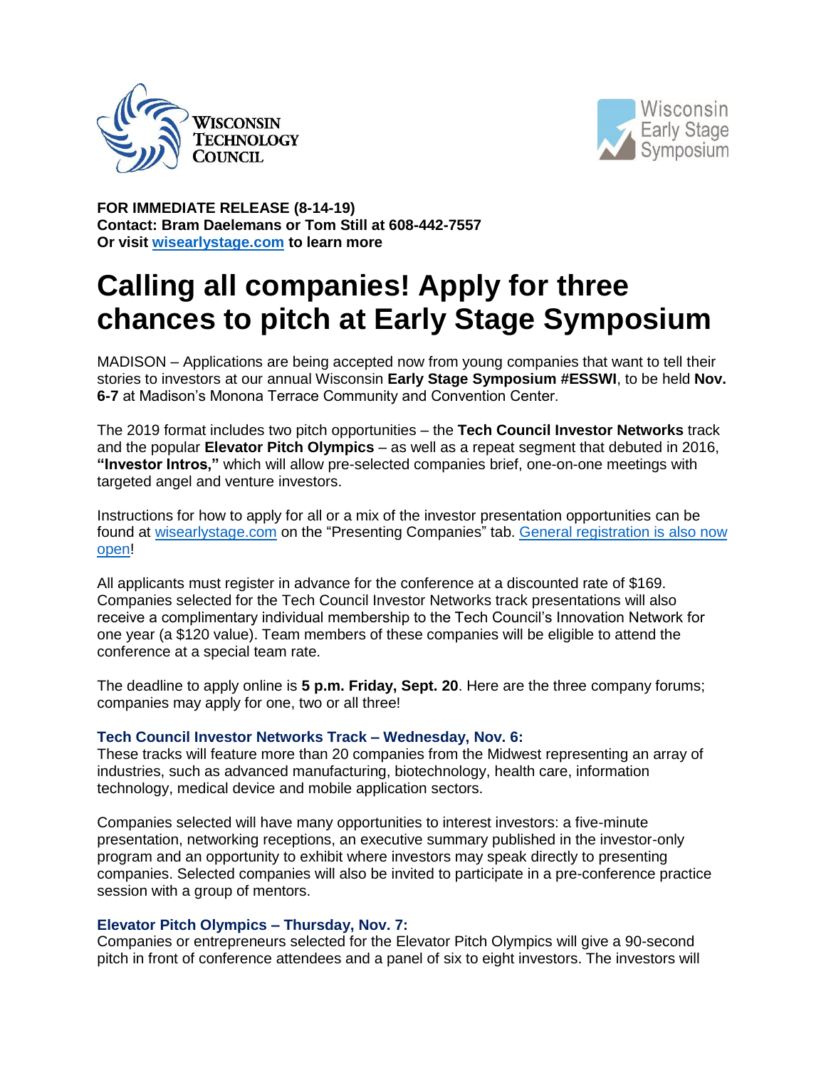**FOR IMMEDIATE RELEASE (8-14-19)**
**Contact: Bram Daelemans or Tom Still at 608-442-7557**
**Or visit [wisearlystage.com](wisearlystage.com) to learn more**

# Calling all companies! Apply for three chances to pitch at Early Stage Symposium

MADISON – Applications are being accepted now from young companies that want to tell their stories to investors at our annual Wisconsin **Early Stage Symposium #ESSWI**, to be held **Nov. 6-7** at Madison's Monona Terrace Community and Convention Center.

The 2019 format includes two pitch opportunities – the **Tech Council Investor Networks** track and the popular **Elevator Pitch Olympics** – as well as a repeat segment that debuted in 2016, **"Investor Intros,"** which will allow pre-selected companies brief, one-on-one meetings with targeted angel and venture investors.

Instructions for how to apply for all or a mix of the investor presentation opportunities can be found at [wisearlystage.com](wisearlystage.com) on the "Presenting Companies" tab. General registration is also now open!

All applicants must register in advance for the conference at a discounted rate of $169. Companies selected for the Tech Council Investor Networks track presentations will also receive a complimentary individual membership to the Tech Council's Innovation Network for one year (a $120 value). Team members of these companies will be eligible to attend the conference at a special team rate.

The deadline to apply online is **5 p.m. Friday, Sept. 20**. Here are the three company forums; companies may apply for one, two or all three!

### Tech Council Investor Networks Track – Wednesday, Nov. 6:

These tracks will feature more than 20 companies from the Midwest representing an array of industries, such as advanced manufacturing, biotechnology, health care, information technology, medical device and mobile application sectors.

Companies selected will have many opportunities to interest investors: a five-minute presentation, networking receptions, an executive summary published in the investor-only program and an opportunity to exhibit where investors may speak directly to presenting companies. Selected companies will also be invited to participate in a pre-conference practice session with a group of mentors.

### Elevator Pitch Olympics – Thursday, Nov. 7:

Companies or entrepreneurs selected for the Elevator Pitch Olympics will give a 90-second pitch in front of conference attendees and a panel of six to eight investors. The investors will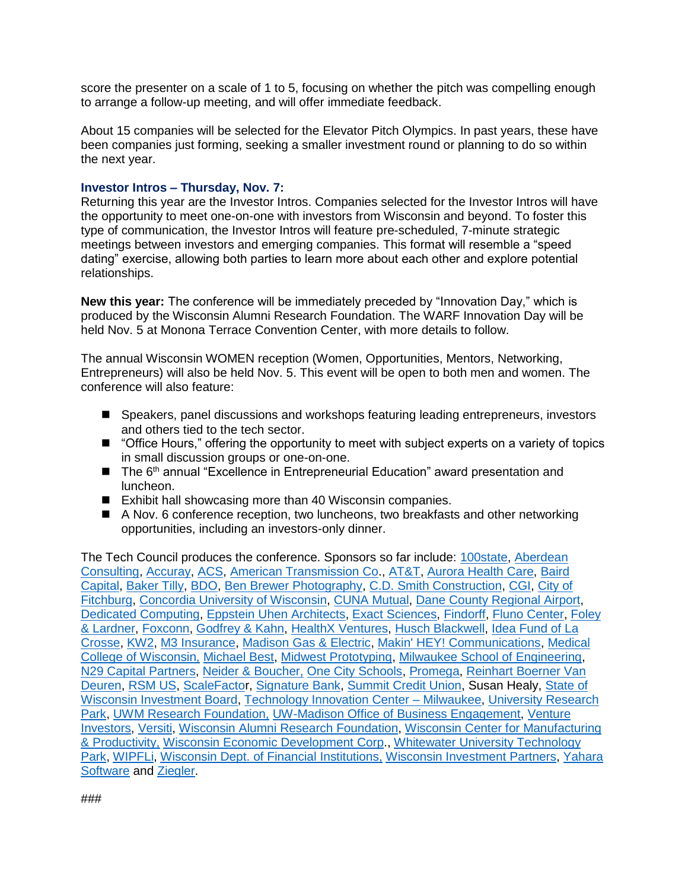score the presenter on a scale of 1 to 5, focusing on whether the pitch was compelling enough to arrange a follow-up meeting, and will offer immediate feedback.

About 15 companies will be selected for the Elevator Pitch Olympics. In past years, these have been companies just forming, seeking a smaller investment round or planning to do so within the next year.

**Investor Intros – Thursday, Nov. 7:**
Returning this year are the Investor Intros. Companies selected for the Investor Intros will have the opportunity to meet one-on-one with investors from Wisconsin and beyond. To foster this type of communication, the Investor Intros will feature pre-scheduled, 7-minute strategic meetings between investors and emerging companies. This format will resemble a "speed dating" exercise, allowing both parties to learn more about each other and explore potential relationships.

**New this year:** The conference will be immediately preceded by "Innovation Day," which is produced by the Wisconsin Alumni Research Foundation. The WARF Innovation Day will be held Nov. 5 at Monona Terrace Convention Center, with more details to follow.

The annual Wisconsin WOMEN reception (Women, Opportunities, Mentors, Networking, Entrepreneurs) will also be held Nov. 5. This event will be open to both men and women. The conference will also feature:

- Speakers, panel discussions and workshops featuring leading entrepreneurs, investors and others tied to the tech sector.
- "Office Hours," offering the opportunity to meet with subject experts on a variety of topics in small discussion groups or one-on-one.
- The 6th annual "Excellence in Entrepreneurial Education" award presentation and luncheon.
- Exhibit hall showcasing more than 40 Wisconsin companies.
- A Nov. 6 conference reception, two luncheons, two breakfasts and other networking opportunities, including an investors-only dinner.

The Tech Council produces the conference. Sponsors so far include: 100state, Aberdeen Consulting, Accuray, ACS, American Transmission Co., AT&T, Aurora Health Care, Baird Capital, Baker Tilly, BDO, Ben Brewer Photography, C.D. Smith Construction, CGI, City of Fitchburg, Concordia University of Wisconsin, CUNA Mutual, Dane County Regional Airport, Dedicated Computing, Eppstein Uhen Architects, Exact Sciences, Findorff, Fluno Center, Foley & Lardner, Foxconn, Godfrey & Kahn, HealthX Ventures, Husch Blackwell, Idea Fund of La Crosse, KW2, M3 Insurance, Madison Gas & Electric, Makin' HEY! Communications, Medical College of Wisconsin, Michael Best, Midwest Prototyping, Milwaukee School of Engineering, N29 Capital Partners, Neider & Boucher, One City Schools, Promega, Reinhart Boerner Van Deuren, RSM US, ScaleFactor, Signature Bank, Summit Credit Union, Susan Healy, State of Wisconsin Investment Board, Technology Innovation Center – Milwaukee, University Research Park, UWM Research Foundation, UW-Madison Office of Business Engagement, Venture Investors, Versiti, Wisconsin Alumni Research Foundation, Wisconsin Center for Manufacturing & Productivity, Wisconsin Economic Development Corp., Whitewater University Technology Park, WIPFLi, Wisconsin Dept. of Financial Institutions, Wisconsin Investment Partners, Yahara Software and Ziegler.

###